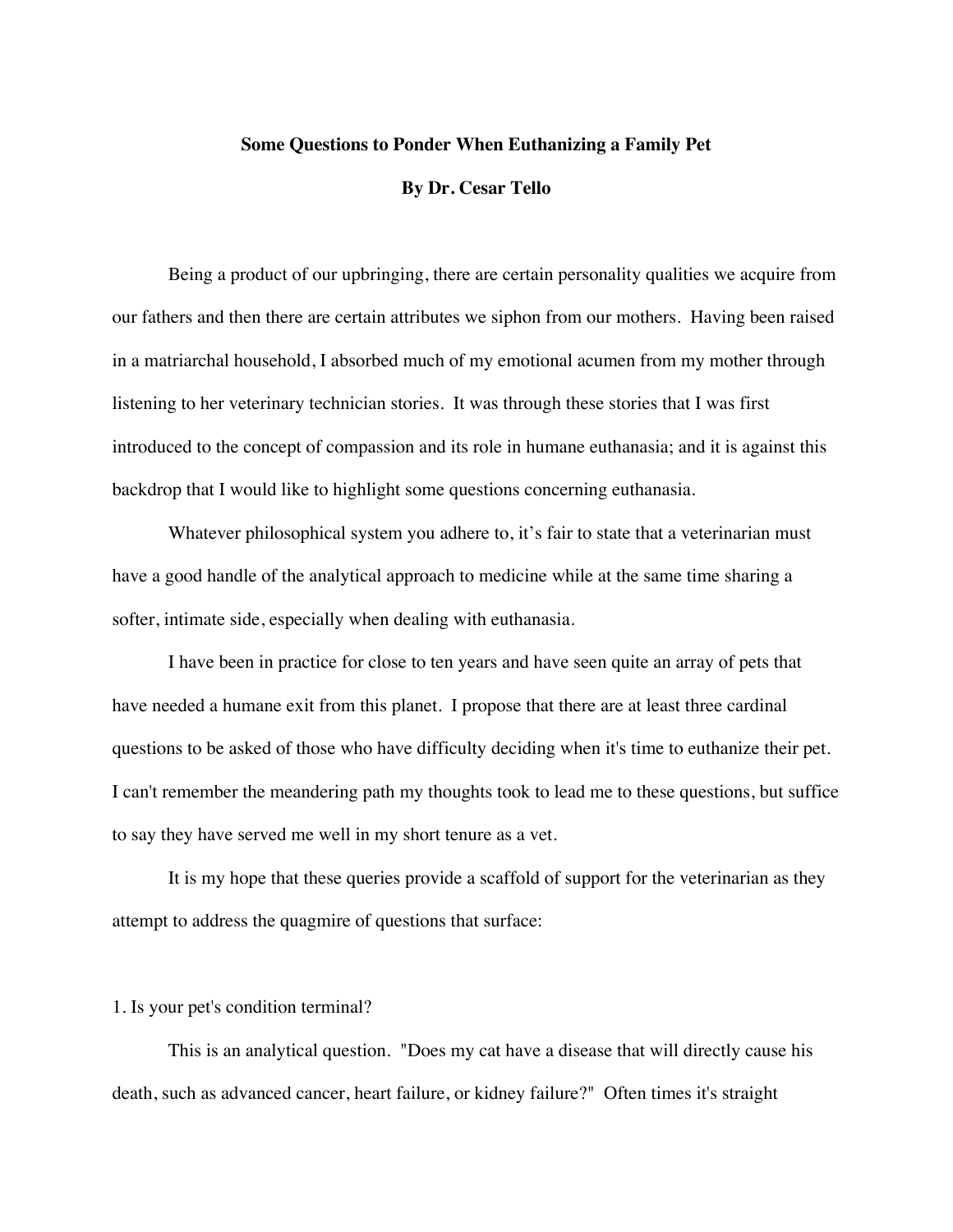**Some Questions to Ponder When Euthanizing a Family Pet**

**By Dr. Cesar Tello**

Being a product of our upbringing, there are certain personality qualities we acquire from our fathers and then there are certain attributes we siphon from our mothers. Having been raised in a matriarchal household, I absorbed much of my emotional acumen from my mother through listening to her veterinary technician stories. It was through these stories that I was first introduced to the concept of compassion and its role in humane euthanasia; and it is against this backdrop that I would like to highlight some questions concerning euthanasia.

Whatever philosophical system you adhere to, it's fair to state that a veterinarian must have a good handle of the analytical approach to medicine while at the same time sharing a softer, intimate side, especially when dealing with euthanasia.

I have been in practice for close to ten years and have seen quite an array of pets that have needed a humane exit from this planet. I propose that there are at least three cardinal questions to be asked of those who have difficulty deciding when it's time to euthanize their pet. I can't remember the meandering path my thoughts took to lead me to these questions, but suffice to say they have served me well in my short tenure as a vet.

It is my hope that these queries provide a scaffold of support for the veterinarian as they attempt to address the quagmire of questions that surface:

1. Is your pet's condition terminal?

This is an analytical question. "Does my cat have a disease that will directly cause his death, such as advanced cancer, heart failure, or kidney failure?" Often times it's straight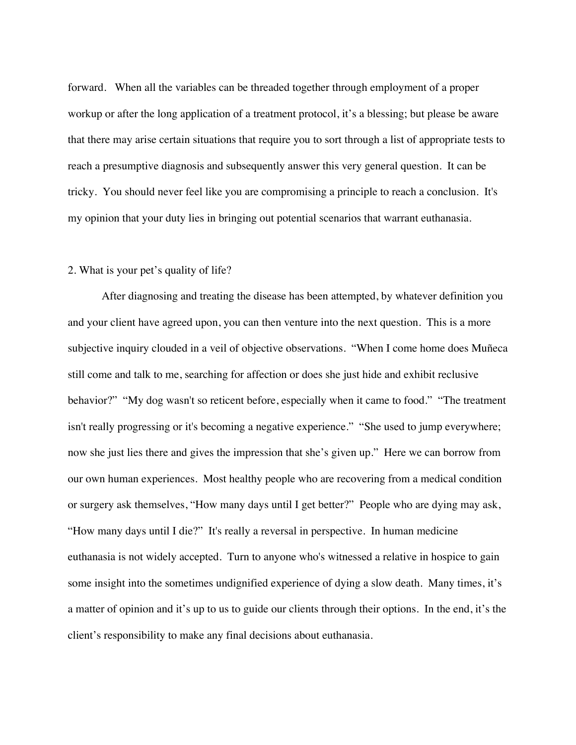forward. When all the variables can be threaded together through employment of a proper workup or after the long application of a treatment protocol, it's a blessing; but please be aware that there may arise certain situations that require you to sort through a list of appropriate tests to reach a presumptive diagnosis and subsequently answer this very general question. It can be tricky. You should never feel like you are compromising a principle to reach a conclusion. It's my opinion that your duty lies in bringing out potential scenarios that warrant euthanasia.

2. What is your pet's quality of life?

After diagnosing and treating the disease has been attempted, by whatever definition you and your client have agreed upon, you can then venture into the next question. This is a more subjective inquiry clouded in a veil of objective observations. "When I come home does Muñeca still come and talk to me, searching for affection or does she just hide and exhibit reclusive behavior?" "My dog wasn't so reticent before, especially when it came to food." "The treatment isn't really progressing or it's becoming a negative experience." "She used to jump everywhere; now she just lies there and gives the impression that she's given up." Here we can borrow from our own human experiences. Most healthy people who are recovering from a medical condition or surgery ask themselves, "How many days until I get better?" People who are dying may ask, "How many days until I die?" It's really a reversal in perspective. In human medicine euthanasia is not widely accepted. Turn to anyone who's witnessed a relative in hospice to gain some insight into the sometimes undignified experience of dying a slow death. Many times, it's a matter of opinion and it's up to us to guide our clients through their options. In the end, it's the client's responsibility to make any final decisions about euthanasia.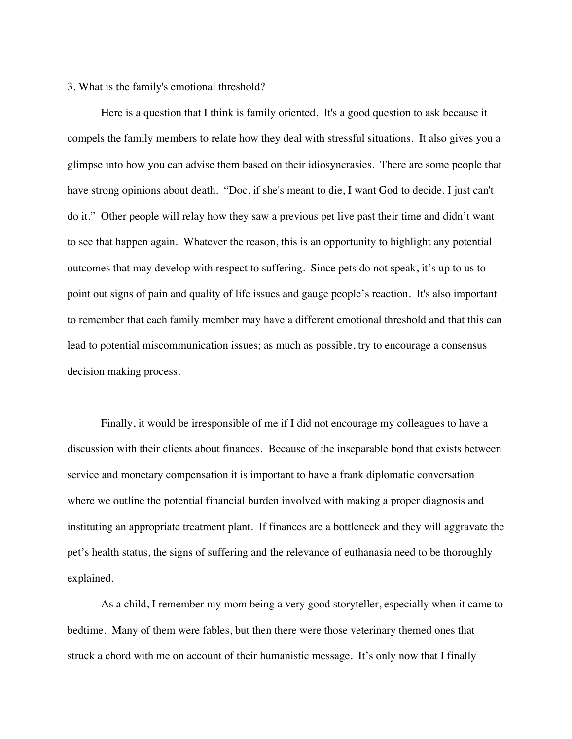3. What is the family's emotional threshold?

Here is a question that I think is family oriented. It's a good question to ask because it compels the family members to relate how they deal with stressful situations. It also gives you a glimpse into how you can advise them based on their idiosyncrasies. There are some people that have strong opinions about death. "Doc, if she's meant to die, I want God to decide. I just can't do it." Other people will relay how they saw a previous pet live past their time and didn't want to see that happen again. Whatever the reason, this is an opportunity to highlight any potential outcomes that may develop with respect to suffering. Since pets do not speak, it's up to us to point out signs of pain and quality of life issues and gauge people's reaction. It's also important to remember that each family member may have a different emotional threshold and that this can lead to potential miscommunication issues; as much as possible, try to encourage a consensus decision making process.

Finally, it would be irresponsible of me if I did not encourage my colleagues to have a discussion with their clients about finances. Because of the inseparable bond that exists between service and monetary compensation it is important to have a frank diplomatic conversation where we outline the potential financial burden involved with making a proper diagnosis and instituting an appropriate treatment plant. If finances are a bottleneck and they will aggravate the pet's health status, the signs of suffering and the relevance of euthanasia need to be thoroughly explained.

As a child, I remember my mom being a very good storyteller, especially when it came to bedtime. Many of them were fables, but then there were those veterinary themed ones that struck a chord with me on account of their humanistic message. It's only now that I finally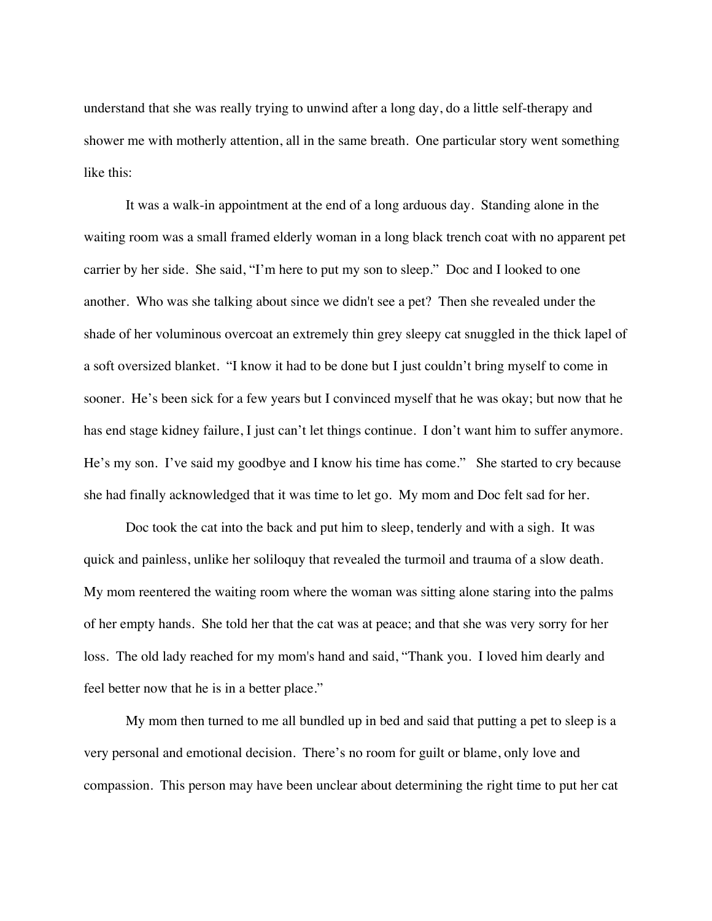understand that she was really trying to unwind after a long day, do a little self-therapy and shower me with motherly attention, all in the same breath. One particular story went something like this:

It was a walk-in appointment at the end of a long arduous day. Standing alone in the waiting room was a small framed elderly woman in a long black trench coat with no apparent pet carrier by her side. She said, "I'm here to put my son to sleep." Doc and I looked to one another. Who was she talking about since we didn't see a pet? Then she revealed under the shade of her voluminous overcoat an extremely thin grey sleepy cat snuggled in the thick lapel of a soft oversized blanket. "I know it had to be done but I just couldn't bring myself to come in sooner. He's been sick for a few years but I convinced myself that he was okay; but now that he has end stage kidney failure, I just can't let things continue. I don't want him to suffer anymore. He's my son. I've said my goodbye and I know his time has come." She started to cry because she had finally acknowledged that it was time to let go. My mom and Doc felt sad for her.

Doc took the cat into the back and put him to sleep, tenderly and with a sigh. It was quick and painless, unlike her soliloquy that revealed the turmoil and trauma of a slow death. My mom reentered the waiting room where the woman was sitting alone staring into the palms of her empty hands. She told her that the cat was at peace; and that she was very sorry for her loss. The old lady reached for my mom's hand and said, "Thank you. I loved him dearly and feel better now that he is in a better place."

My mom then turned to me all bundled up in bed and said that putting a pet to sleep is a very personal and emotional decision. There's no room for guilt or blame, only love and compassion. This person may have been unclear about determining the right time to put her cat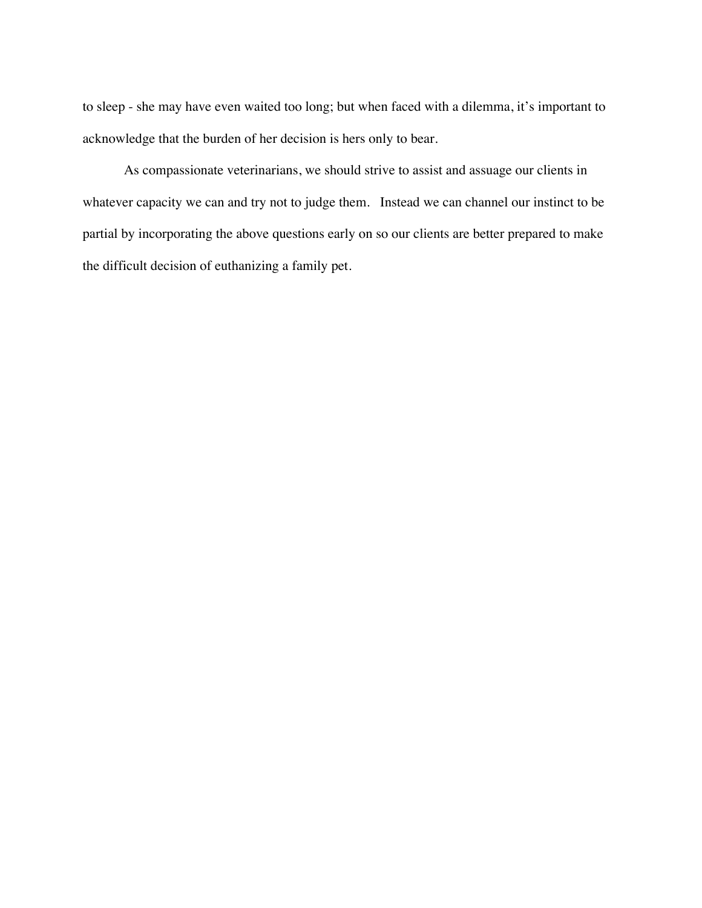to sleep - she may have even waited too long; but when faced with a dilemma, it's important to acknowledge that the burden of her decision is hers only to bear.

As compassionate veterinarians, we should strive to assist and assuage our clients in whatever capacity we can and try not to judge them. Instead we can channel our instinct to be partial by incorporating the above questions early on so our clients are better prepared to make the difficult decision of euthanizing a family pet.